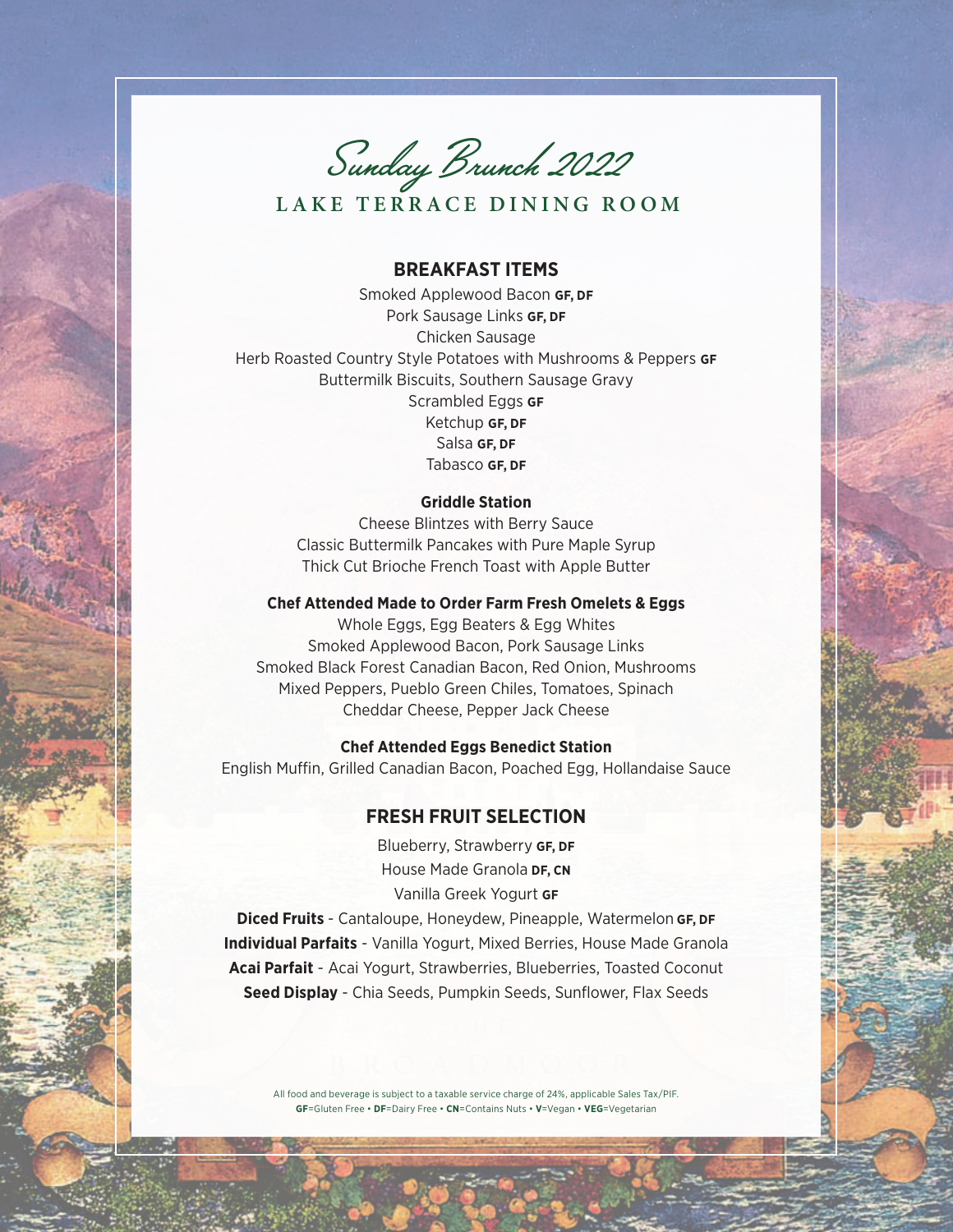# Sunday Brunch 2022

## LAKE TERRACE DINING ROOM

### BREAKFAST ITEMS

Smoked Applewood Bacon **GF, DF**
Pork Sausage Links **GF, DF**
Chicken Sausage
Herb Roasted Country Style Potatoes with Mushrooms & Peppers **GF**
Buttermilk Biscuits, Southern Sausage Gravy
Scrambled Eggs **GF**
Ketchup **GF, DF**
Salsa **GF, DF**
Tabasco **GF, DF**

**Griddle Station**

Cheese Blintzes with Berry Sauce
Classic Buttermilk Pancakes with Pure Maple Syrup
Thick Cut Brioche French Toast with Apple Butter

**Chef Attended Made to Order Farm Fresh Omelets & Eggs**

Whole Eggs, Egg Beaters & Egg Whites
Smoked Applewood Bacon, Pork Sausage Links
Smoked Black Forest Canadian Bacon, Red Onion, Mushrooms
Mixed Peppers, Pueblo Green Chiles, Tomatoes, Spinach
Cheddar Cheese, Pepper Jack Cheese

**Chef Attended Eggs Benedict Station**

English Muffin, Grilled Canadian Bacon, Poached Egg, Hollandaise Sauce

### FRESH FRUIT SELECTION

Blueberry, Strawberry **GF, DF**
House Made Granola **DF, CN**
Vanilla Greek Yogurt **GF**
**Diced Fruits** - Cantaloupe, Honeydew, Pineapple, Watermelon **GF, DF**
**Individual Parfaits** - Vanilla Yogurt, Mixed Berries, House Made Granola
**Acai Parfait** - Acai Yogurt, Strawberries, Blueberries, Toasted Coconut
**Seed Display** - Chia Seeds, Pumpkin Seeds, Sunflower, Flax Seeds

All food and beverage is subject to a taxable service charge of 24%, applicable Sales Tax/PIF.
**GF**=Gluten Free • **DF**=Dairy Free • **CN**=Contains Nuts • **V**=Vegan • **VEG**=Vegetarian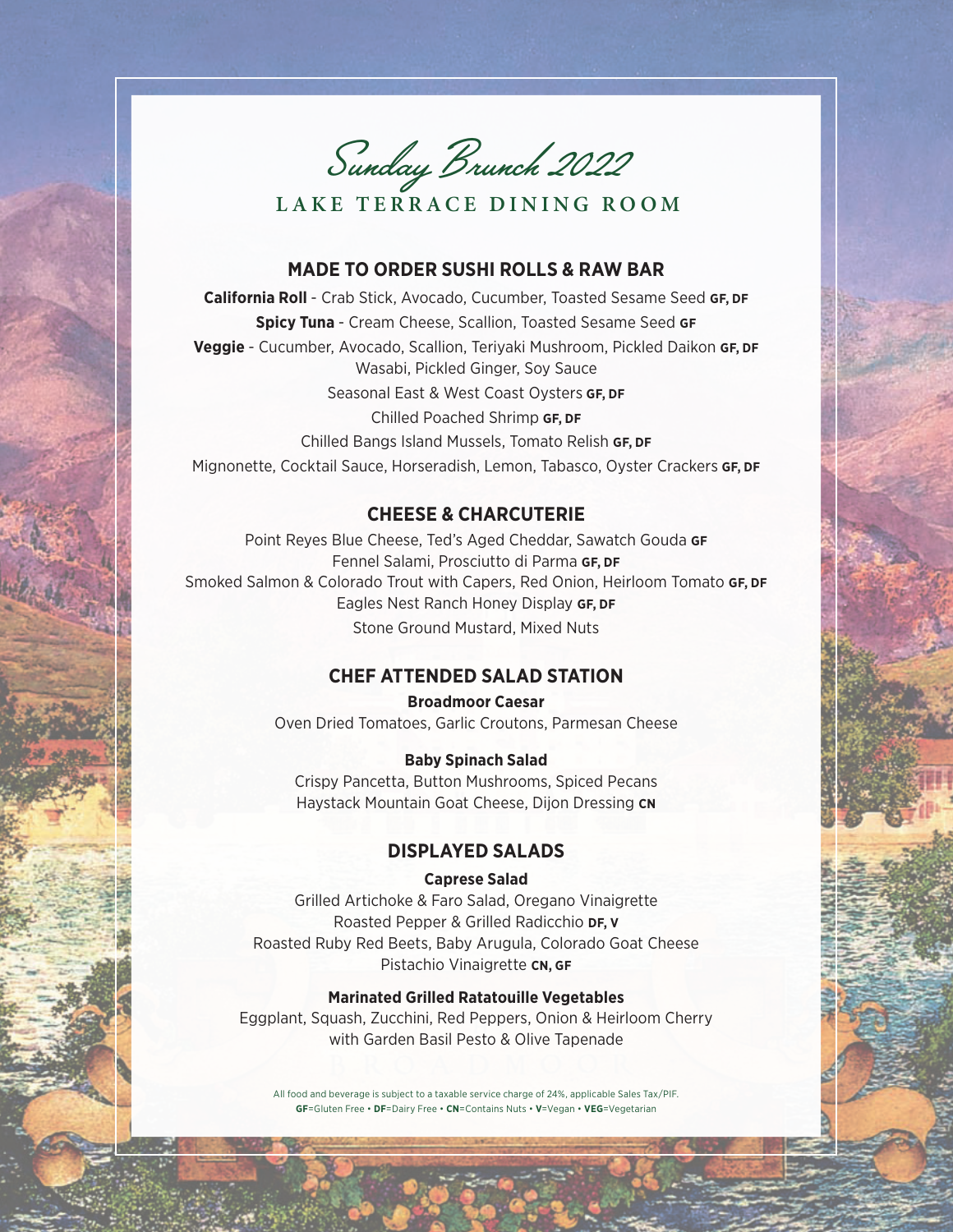# *Sunday Brunch 2022*

## LAKE TERRACE DINING ROOM

### MADE TO ORDER SUSHI ROLLS & RAW BAR

**California Roll** - Crab Stick, Avocado, Cucumber, Toasted Sesame Seed **GF, DF**

**Spicy Tuna** - Cream Cheese, Scallion, Toasted Sesame Seed **GF**

**Veggie** - Cucumber, Avocado, Scallion, Teriyaki Mushroom, Pickled Daikon **GF, DF**

Wasabi, Pickled Ginger, Soy Sauce

Seasonal East & West Coast Oysters **GF, DF**

Chilled Poached Shrimp **GF, DF**

Chilled Bangs Island Mussels, Tomato Relish **GF, DF**

Mignonette, Cocktail Sauce, Horseradish, Lemon, Tabasco, Oyster Crackers **GF, DF**

### CHEESE & CHARCUTERIE

Point Reyes Blue Cheese, Ted's Aged Cheddar, Sawatch Gouda **GF**

Fennel Salami, Prosciutto di Parma **GF, DF**

Smoked Salmon & Colorado Trout with Capers, Red Onion, Heirloom Tomato **GF, DF**

Eagles Nest Ranch Honey Display **GF, DF**

Stone Ground Mustard, Mixed Nuts

### CHEF ATTENDED SALAD STATION

**Broadmoor Caesar**

Oven Dried Tomatoes, Garlic Croutons, Parmesan Cheese

**Baby Spinach Salad**

Crispy Pancetta, Button Mushrooms, Spiced Pecans

Haystack Mountain Goat Cheese, Dijon Dressing **CN**

### DISPLAYED SALADS

**Caprese Salad**

Grilled Artichoke & Faro Salad, Oregano Vinaigrette

Roasted Pepper & Grilled Radicchio **DF, V**

Roasted Ruby Red Beets, Baby Arugula, Colorado Goat Cheese

Pistachio Vinaigrette **CN, GF**

**Marinated Grilled Ratatouille Vegetables**

Eggplant, Squash, Zucchini, Red Peppers, Onion & Heirloom Cherry

with Garden Basil Pesto & Olive Tapenade

All food and beverage is subject to a taxable service charge of 24%, applicable Sales Tax/PIF.

**GF**=Gluten Free • **DF**=Dairy Free • **CN**=Contains Nuts • **V**=Vegan • **VEG**=Vegetarian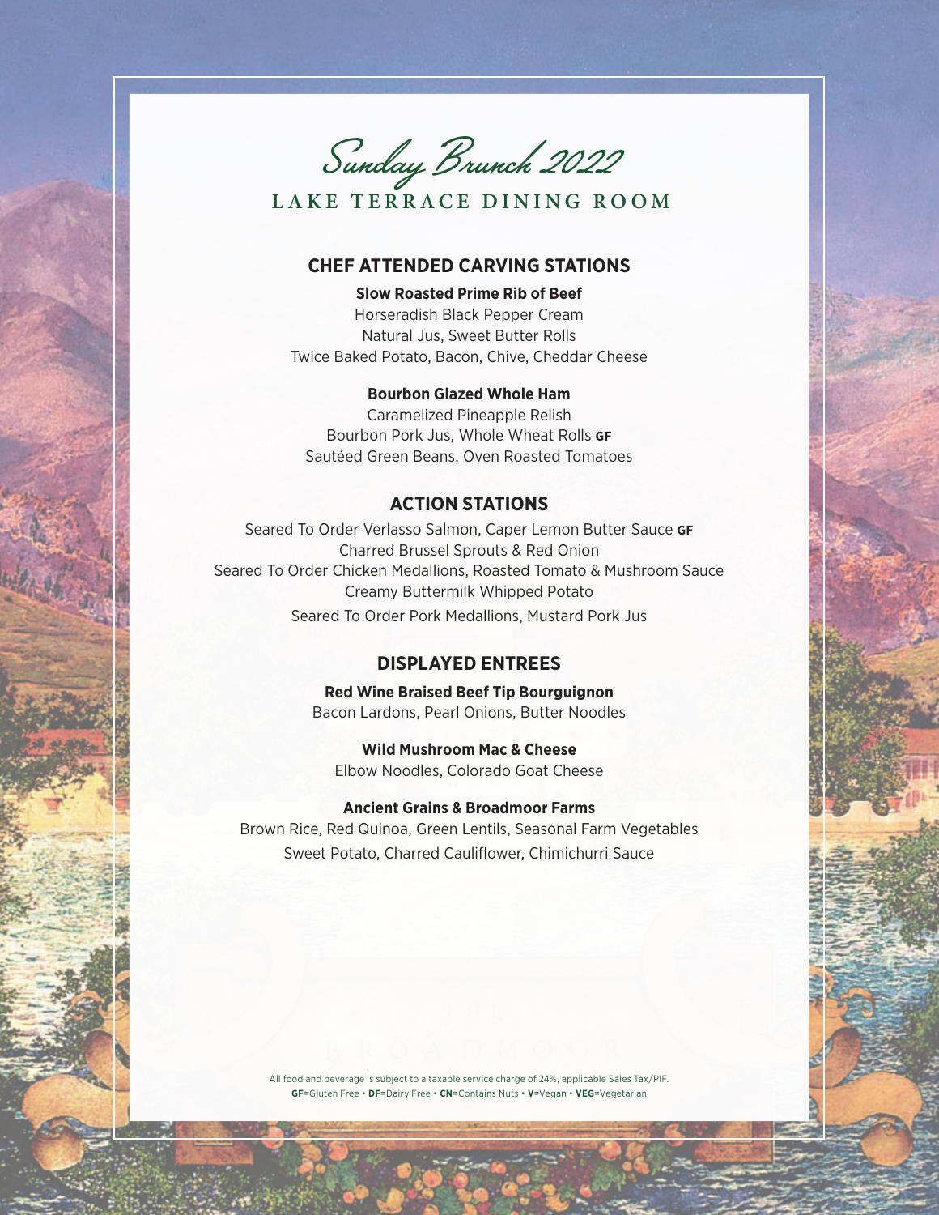# *Sunday Brunch 2022*

## LAKE TERRACE DINING ROOM

### CHEF ATTENDED CARVING STATIONS

**Slow Roasted Prime Rib of Beef**
Horseradish Black Pepper Cream
Natural Jus, Sweet Butter Rolls
Twice Baked Potato, Bacon, Chive, Cheddar Cheese

**Bourbon Glazed Whole Ham**
Caramelized Pineapple Relish
Bourbon Pork Jus, Whole Wheat Rolls **GF**
Sautéed Green Beans, Oven Roasted Tomatoes

### ACTION STATIONS

Seared To Order Verlasso Salmon, Caper Lemon Butter Sauce **GF**
Charred Brussel Sprouts & Red Onion
Seared To Order Chicken Medallions, Roasted Tomato & Mushroom Sauce
Creamy Buttermilk Whipped Potato
Seared To Order Pork Medallions, Mustard Pork Jus

### DISPLAYED ENTREES

**Red Wine Braised Beef Tip Bourguignon**
Bacon Lardons, Pearl Onions, Butter Noodles

**Wild Mushroom Mac & Cheese**
Elbow Noodles, Colorado Goat Cheese

**Ancient Grains & Broadmoor Farms**
Brown Rice, Red Quinoa, Green Lentils, Seasonal Farm Vegetables
Sweet Potato, Charred Cauliflower, Chimichurri Sauce

All food and beverage is subject to a taxable service charge of 24%, applicable Sales Tax/PIF.
**GF**=Gluten Free • **DF**=Dairy Free • **CN**=Contains Nuts • **V**=Vegan • **VEG**=Vegetarian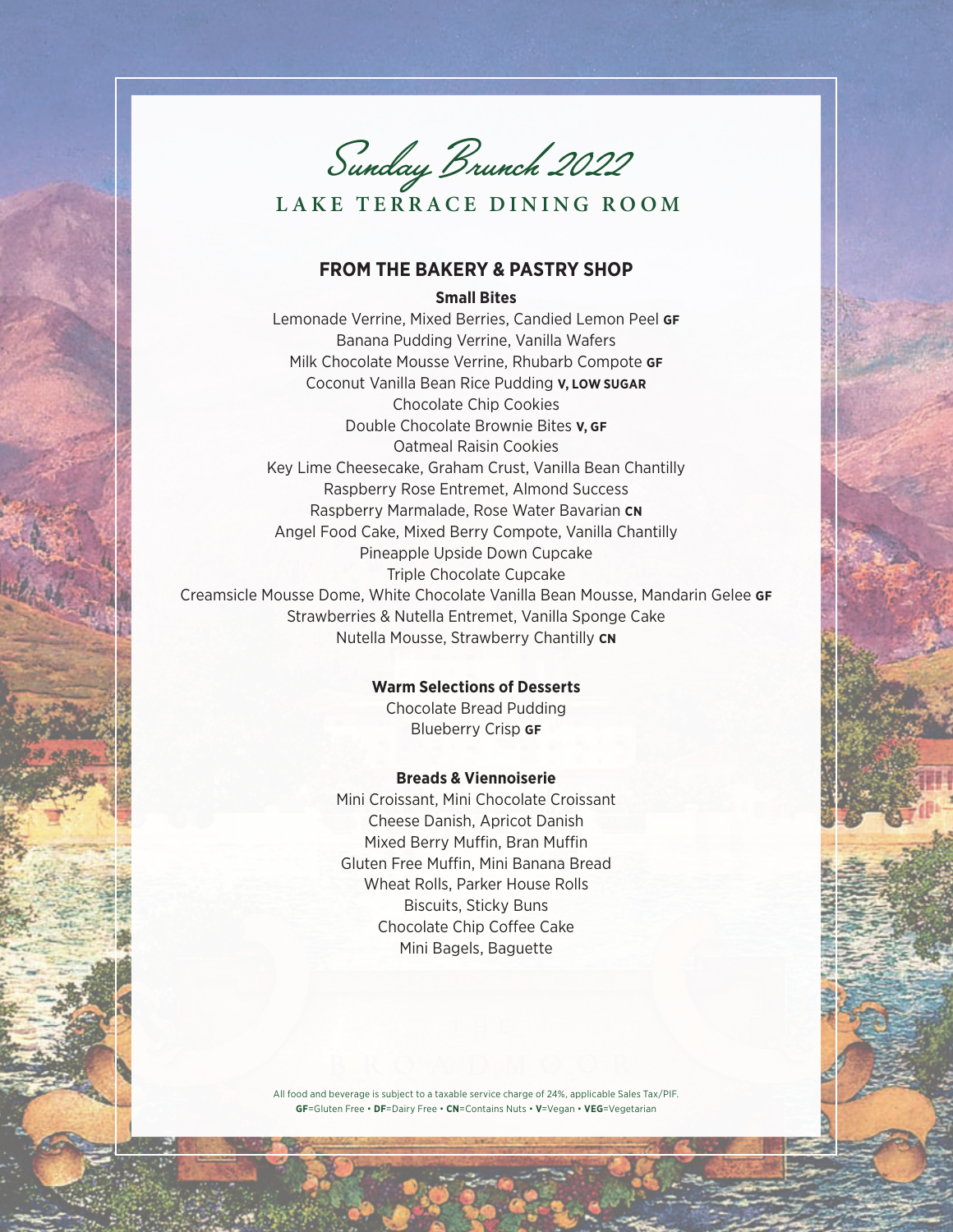# *Sunday Brunch 2022*

## LAKE TERRACE DINING ROOM

### FROM THE BAKERY & PASTRY SHOP

**Small Bites**

Lemonade Verrine, Mixed Berries, Candied Lemon Peel **GF**
Banana Pudding Verrine, Vanilla Wafers
Milk Chocolate Mousse Verrine, Rhubarb Compote **GF**
Coconut Vanilla Bean Rice Pudding **V, LOW SUGAR**
Chocolate Chip Cookies
Double Chocolate Brownie Bites **V, GF**
Oatmeal Raisin Cookies
Key Lime Cheesecake, Graham Crust, Vanilla Bean Chantilly
Raspberry Rose Entremet, Almond Success
Raspberry Marmalade, Rose Water Bavarian **CN**
Angel Food Cake, Mixed Berry Compote, Vanilla Chantilly
Pineapple Upside Down Cupcake
Triple Chocolate Cupcake
Creamsicle Mousse Dome, White Chocolate Vanilla Bean Mousse, Mandarin Gelee **GF**
Strawberries & Nutella Entremet, Vanilla Sponge Cake
Nutella Mousse, Strawberry Chantilly **CN**

**Warm Selections of Desserts**

Chocolate Bread Pudding
Blueberry Crisp **GF**

**Breads & Viennoiserie**

Mini Croissant, Mini Chocolate Croissant
Cheese Danish, Apricot Danish
Mixed Berry Muffin, Bran Muffin
Gluten Free Muffin, Mini Banana Bread
Wheat Rolls, Parker House Rolls
Biscuits, Sticky Buns
Chocolate Chip Coffee Cake
Mini Bagels, Baguette

All food and beverage is subject to a taxable service charge of 24%, applicable Sales Tax/PIF.
**GF**=Gluten Free • **DF**=Dairy Free • **CN**=Contains Nuts • **V**=Vegan • **VEG**=Vegetarian